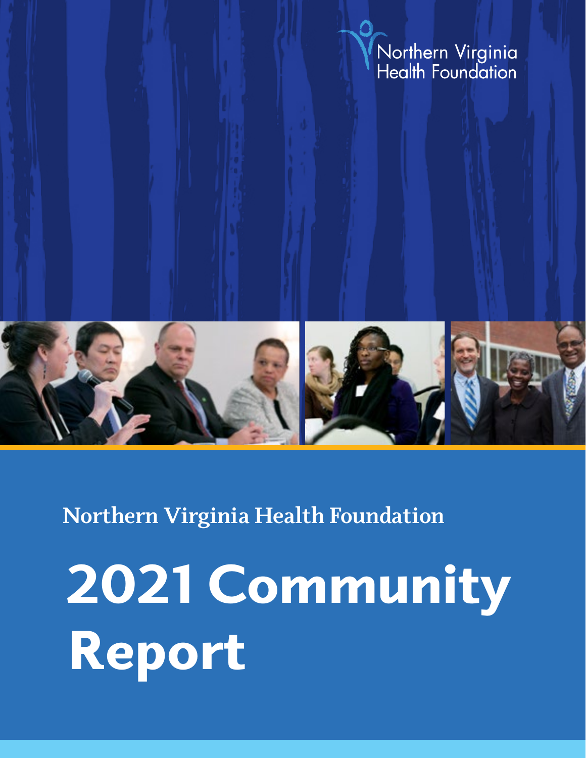Northern Virginia Health Foundation

**Northern Virginia Health Foundation**

# 2021 Community Report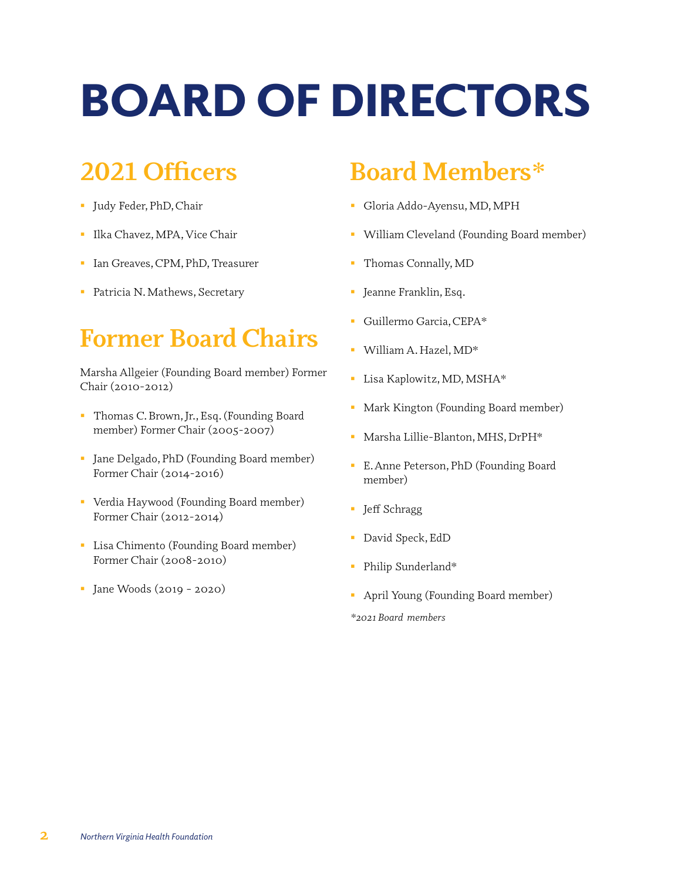# BOARD OF DIRECTORS

## 2021 Officers

- Judy Feder, PhD, Chair
- Ilka Chavez, MPA, Vice Chair
- Ian Greaves, CPM, PhD, Treasurer
- Patricia N. Mathews, Secretary

## Former Board Chairs

Marsha Allgeier (Founding Board member) Former Chair (2010-2012)

- Thomas C. Brown, Jr., Esq. (Founding Board member) Former Chair (2005-2007)
- Jane Delgado, PhD (Founding Board member) Former Chair (2014-2016)
- Verdia Haywood (Founding Board member) Former Chair (2012-2014)
- Lisa Chimento (Founding Board member) Former Chair (2008-2010)
- Jane Woods (2019 - 2020)

## Board Members*

- Gloria Addo-Ayensu, MD, MPH
- William Cleveland (Founding Board member)
- Thomas Connally, MD
- Jeanne Franklin, Esq.
- Guillermo Garcia, CEPA*
- William A. Hazel, MD*
- Lisa Kaplowitz, MD, MSHA*
- Mark Kington (Founding Board member)
- Marsha Lillie-Blanton, MHS, DrPH*
- E. Anne Peterson, PhD (Founding Board member)
- Jeff Schragg
- David Speck, EdD
- Philip Sunderland*
- April Young (Founding Board member)

*\*2021 Board members*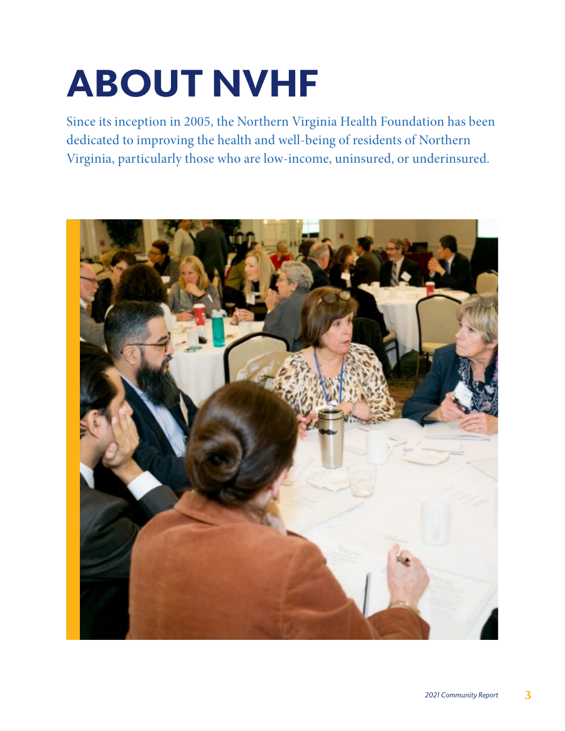# ABOUT NVHF

Since its inception in 2005, the Northern Virginia Health Foundation has been dedicated to improving the health and well-being of residents of Northern Virginia, particularly those who are low-income, uninsured, or underinsured.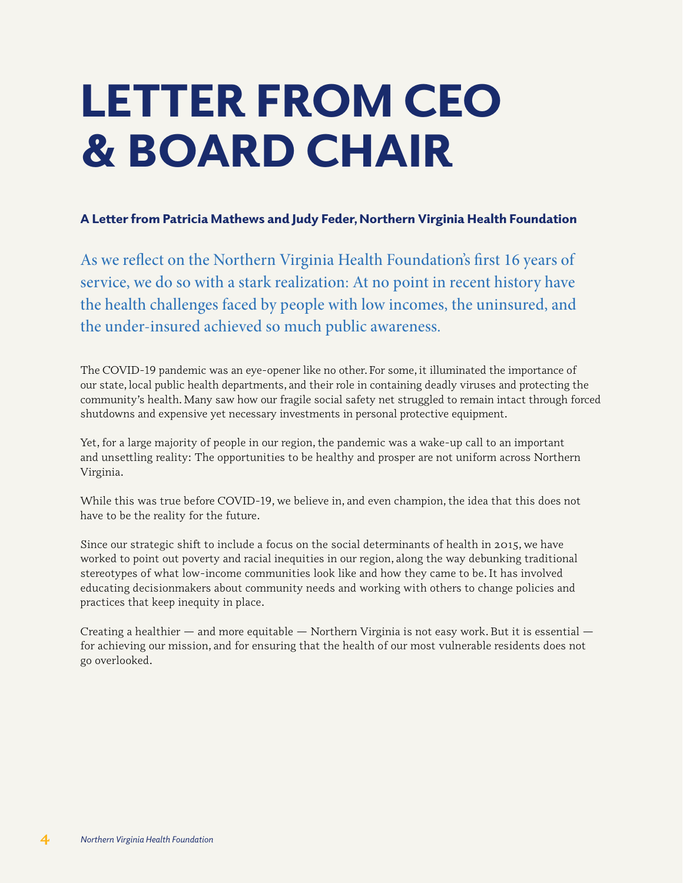# LETTER FROM CEO & BOARD CHAIR

**A Letter from Patricia Mathews and Judy Feder, Northern Virginia Health Foundation**

As we reflect on the Northern Virginia Health Foundation's first 16 years of service, we do so with a stark realization: At no point in recent history have the health challenges faced by people with low incomes, the uninsured, and the under-insured achieved so much public awareness.

The COVID-19 pandemic was an eye-opener like no other. For some, it illuminated the importance of our state, local public health departments, and their role in containing deadly viruses and protecting the community's health. Many saw how our fragile social safety net struggled to remain intact through forced shutdowns and expensive yet necessary investments in personal protective equipment.

Yet, for a large majority of people in our region, the pandemic was a wake-up call to an important and unsettling reality: The opportunities to be healthy and prosper are not uniform across Northern Virginia.

While this was true before COVID-19, we believe in, and even champion, the idea that this does not have to be the reality for the future.

Since our strategic shift to include a focus on the social determinants of health in 2015, we have worked to point out poverty and racial inequities in our region, along the way debunking traditional stereotypes of what low-income communities look like and how they came to be. It has involved educating decisionmakers about community needs and working with others to change policies and practices that keep inequity in place.

Creating a healthier — and more equitable — Northern Virginia is not easy work. But it is essential — for achieving our mission, and for ensuring that the health of our most vulnerable residents does not go overlooked.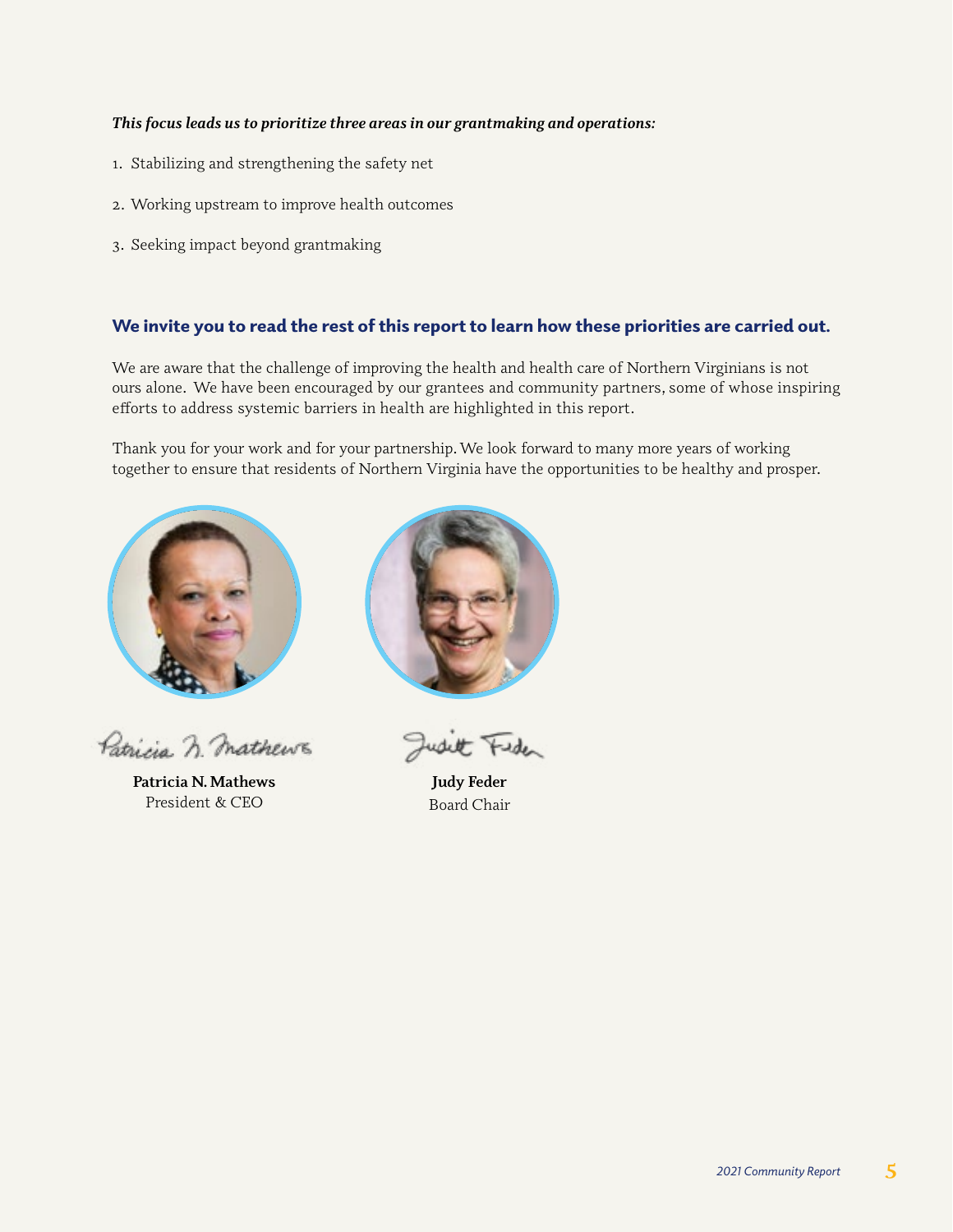***This focus leads us to prioritize three areas in our grantmaking and operations:***

1. Stabilizing and strengthening the safety net
2. Working upstream to improve health outcomes
3. Seeking impact beyond grantmaking

**We invite you to read the rest of this report to learn how these priorities are carried out.**

We are aware that the challenge of improving the health and health care of Northern Virginians is not ours alone. We have been encouraged by our grantees and community partners, some of whose inspiring efforts to address systemic barriers in health are highlighted in this report.

Thank you for your work and for your partnership. We look forward to many more years of working together to ensure that residents of Northern Virginia have the opportunities to be healthy and prosper.

**Patricia N. Mathews**
President & CEO

**Judy Feder**
Board Chair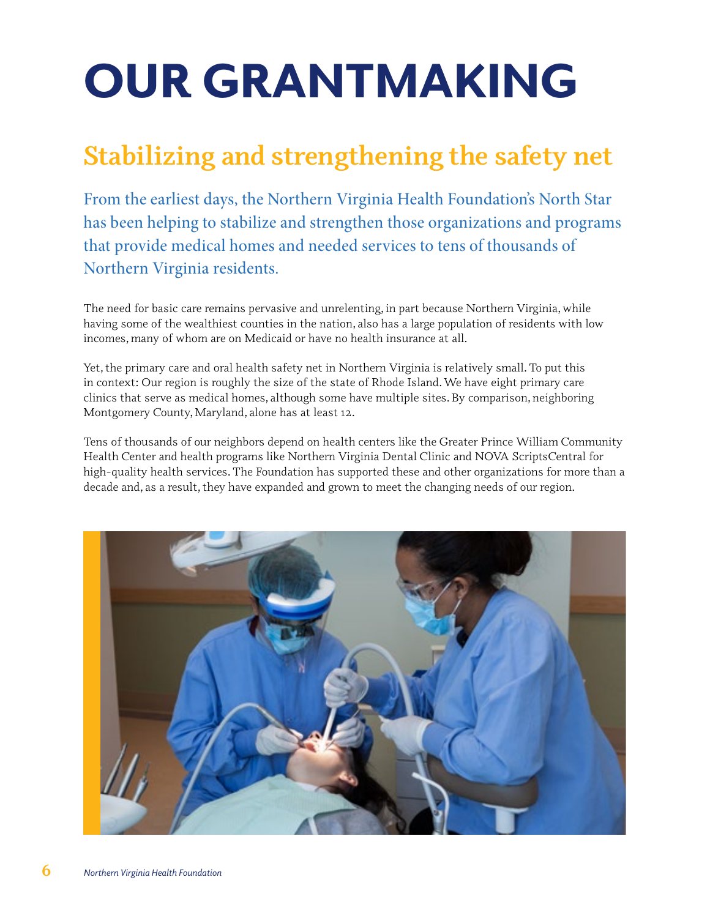# OUR GRANTMAKING

## Stabilizing and strengthening the safety net

From the earliest days, the Northern Virginia Health Foundation's North Star has been helping to stabilize and strengthen those organizations and programs that provide medical homes and needed services to tens of thousands of Northern Virginia residents.

The need for basic care remains pervasive and unrelenting, in part because Northern Virginia, while having some of the wealthiest counties in the nation, also has a large population of residents with low incomes, many of whom are on Medicaid or have no health insurance at all.

Yet, the primary care and oral health safety net in Northern Virginia is relatively small. To put this in context: Our region is roughly the size of the state of Rhode Island. We have eight primary care clinics that serve as medical homes, although some have multiple sites. By comparison, neighboring Montgomery County, Maryland, alone has at least 12.

Tens of thousands of our neighbors depend on health centers like the Greater Prince William Community Health Center and health programs like Northern Virginia Dental Clinic and NOVA ScriptsCentral for high-quality health services. The Foundation has supported these and other organizations for more than a decade and, as a result, they have expanded and grown to meet the changing needs of our region.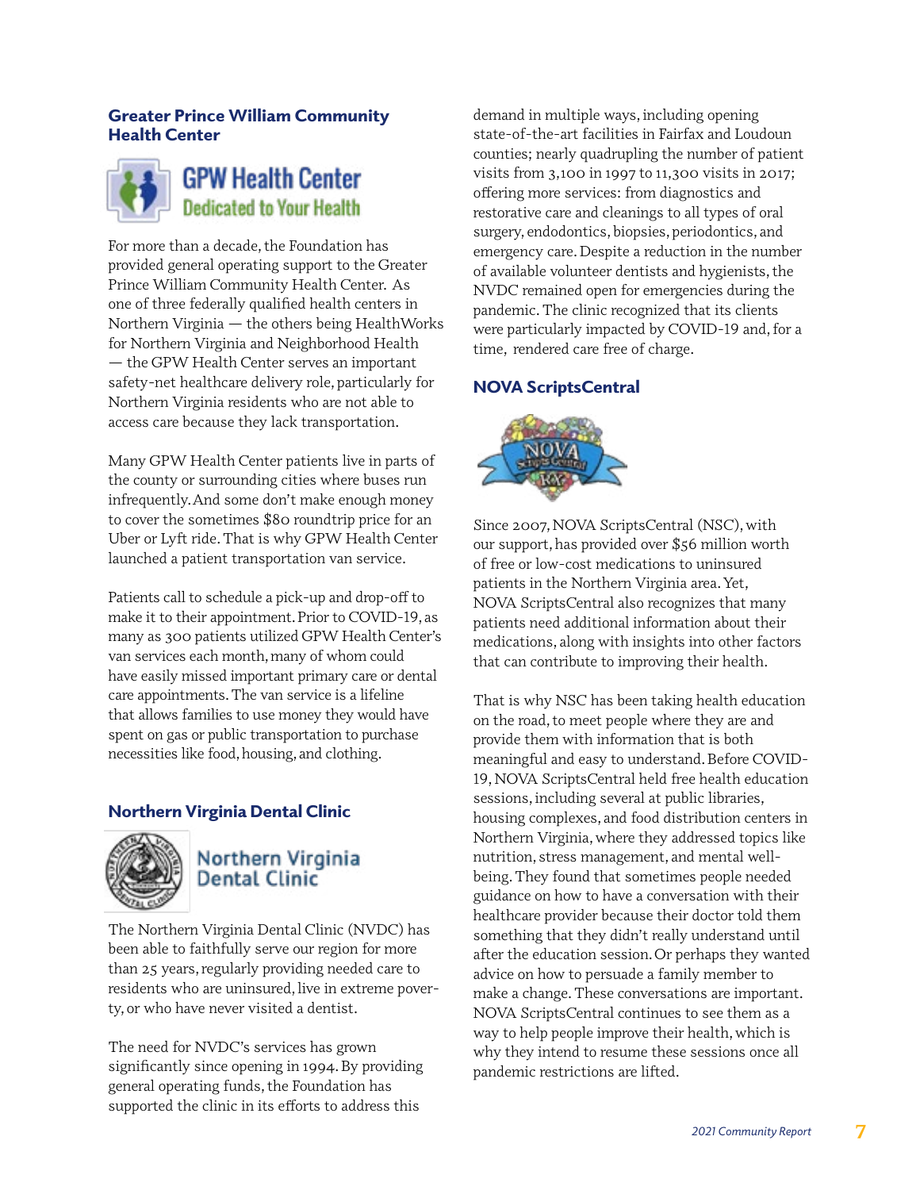## Greater Prince William Community Health Center

For more than a decade, the Foundation has provided general operating support to the Greater Prince William Community Health Center. As one of three federally qualified health centers in Northern Virginia — the others being HealthWorks for Northern Virginia and Neighborhood Health — the GPW Health Center serves an important safety-net healthcare delivery role, particularly for Northern Virginia residents who are not able to access care because they lack transportation.

Many GPW Health Center patients live in parts of the county or surrounding cities where buses run infrequently. And some don't make enough money to cover the sometimes $80 roundtrip price for an Uber or Lyft ride. That is why GPW Health Center launched a patient transportation van service.

Patients call to schedule a pick-up and drop-off to make it to their appointment. Prior to COVID-19, as many as 300 patients utilized GPW Health Center's van services each month, many of whom could have easily missed important primary care or dental care appointments. The van service is a lifeline that allows families to use money they would have spent on gas or public transportation to purchase necessities like food, housing, and clothing.

## Northern Virginia Dental Clinic

The Northern Virginia Dental Clinic (NVDC) has been able to faithfully serve our region for more than 25 years, regularly providing needed care to residents who are uninsured, live in extreme poverty, or who have never visited a dentist.

The need for NVDC's services has grown significantly since opening in 1994. By providing general operating funds, the Foundation has supported the clinic in its efforts to address this demand in multiple ways, including opening state-of-the-art facilities in Fairfax and Loudoun counties; nearly quadrupling the number of patient visits from 3,100 in 1997 to 11,300 visits in 2017; offering more services: from diagnostics and restorative care and cleanings to all types of oral surgery, endodontics, biopsies, periodontics, and emergency care. Despite a reduction in the number of available volunteer dentists and hygienists, the NVDC remained open for emergencies during the pandemic. The clinic recognized that its clients were particularly impacted by COVID-19 and, for a time, rendered care free of charge.

## NOVA ScriptsCentral

Since 2007, NOVA ScriptsCentral (NSC), with our support, has provided over $56 million worth of free or low-cost medications to uninsured patients in the Northern Virginia area. Yet, NOVA ScriptsCentral also recognizes that many patients need additional information about their medications, along with insights into other factors that can contribute to improving their health.

That is why NSC has been taking health education on the road, to meet people where they are and provide them with information that is both meaningful and easy to understand. Before COVID-19, NOVA ScriptsCentral held free health education sessions, including several at public libraries, housing complexes, and food distribution centers in Northern Virginia, where they addressed topics like nutrition, stress management, and mental well-being. They found that sometimes people needed guidance on how to have a conversation with their healthcare provider because their doctor told them something that they didn't really understand until after the education session. Or perhaps they wanted advice on how to persuade a family member to make a change. These conversations are important. NOVA ScriptsCentral continues to see them as a way to help people improve their health, which is why they intend to resume these sessions once all pandemic restrictions are lifted.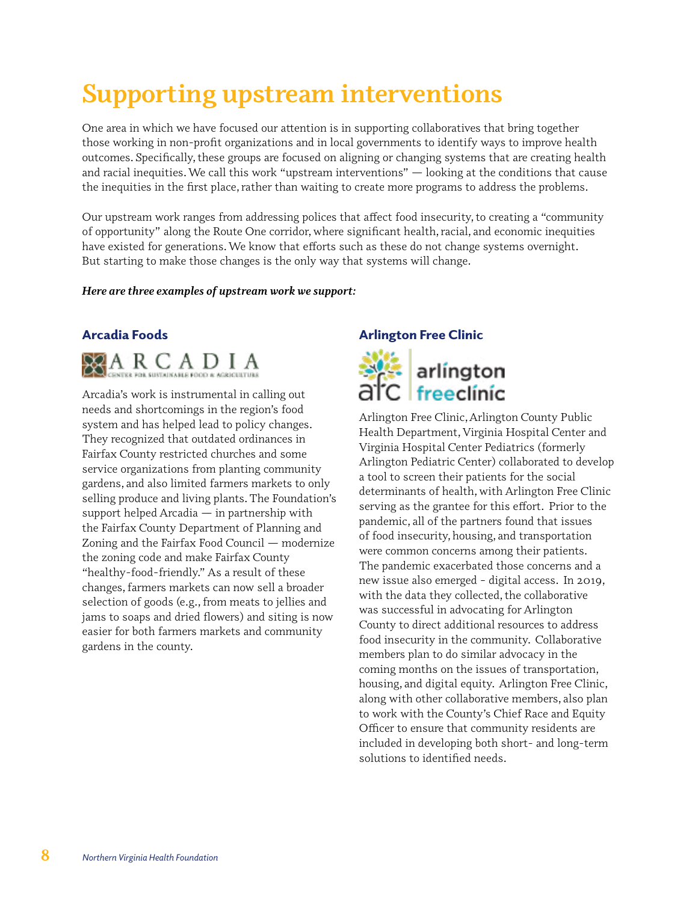# Supporting upstream interventions

One area in which we have focused our attention is in supporting collaboratives that bring together those working in non-profit organizations and in local governments to identify ways to improve health outcomes. Specifically, these groups are focused on aligning or changing systems that are creating health and racial inequities. We call this work "upstream interventions" — looking at the conditions that cause the inequities in the first place, rather than waiting to create more programs to address the problems.

Our upstream work ranges from addressing polices that affect food insecurity, to creating a "community of opportunity" along the Route One corridor, where significant health, racial, and economic inequities have existed for generations. We know that efforts such as these do not change systems overnight. But starting to make those changes is the only way that systems will change.

***Here are three examples of upstream work we support:***

### Arcadia Foods

Arcadia's work is instrumental in calling out needs and shortcomings in the region's food system and has helped lead to policy changes. They recognized that outdated ordinances in Fairfax County restricted churches and some service organizations from planting community gardens, and also limited farmers markets to only selling produce and living plants. The Foundation's support helped Arcadia — in partnership with the Fairfax County Department of Planning and Zoning and the Fairfax Food Council — modernize the zoning code and make Fairfax County "healthy-food-friendly." As a result of these changes, farmers markets can now sell a broader selection of goods (e.g., from meats to jellies and jams to soaps and dried flowers) and siting is now easier for both farmers markets and community gardens in the county.

### Arlington Free Clinic

Arlington Free Clinic, Arlington County Public Health Department, Virginia Hospital Center and Virginia Hospital Center Pediatrics (formerly Arlington Pediatric Center) collaborated to develop a tool to screen their patients for the social determinants of health, with Arlington Free Clinic serving as the grantee for this effort. Prior to the pandemic, all of the partners found that issues of food insecurity, housing, and transportation were common concerns among their patients. The pandemic exacerbated those concerns and a new issue also emerged - digital access. In 2019, with the data they collected, the collaborative was successful in advocating for Arlington County to direct additional resources to address food insecurity in the community. Collaborative members plan to do similar advocacy in the coming months on the issues of transportation, housing, and digital equity. Arlington Free Clinic, along with other collaborative members, also plan to work with the County's Chief Race and Equity Officer to ensure that community residents are included in developing both short- and long-term solutions to identified needs.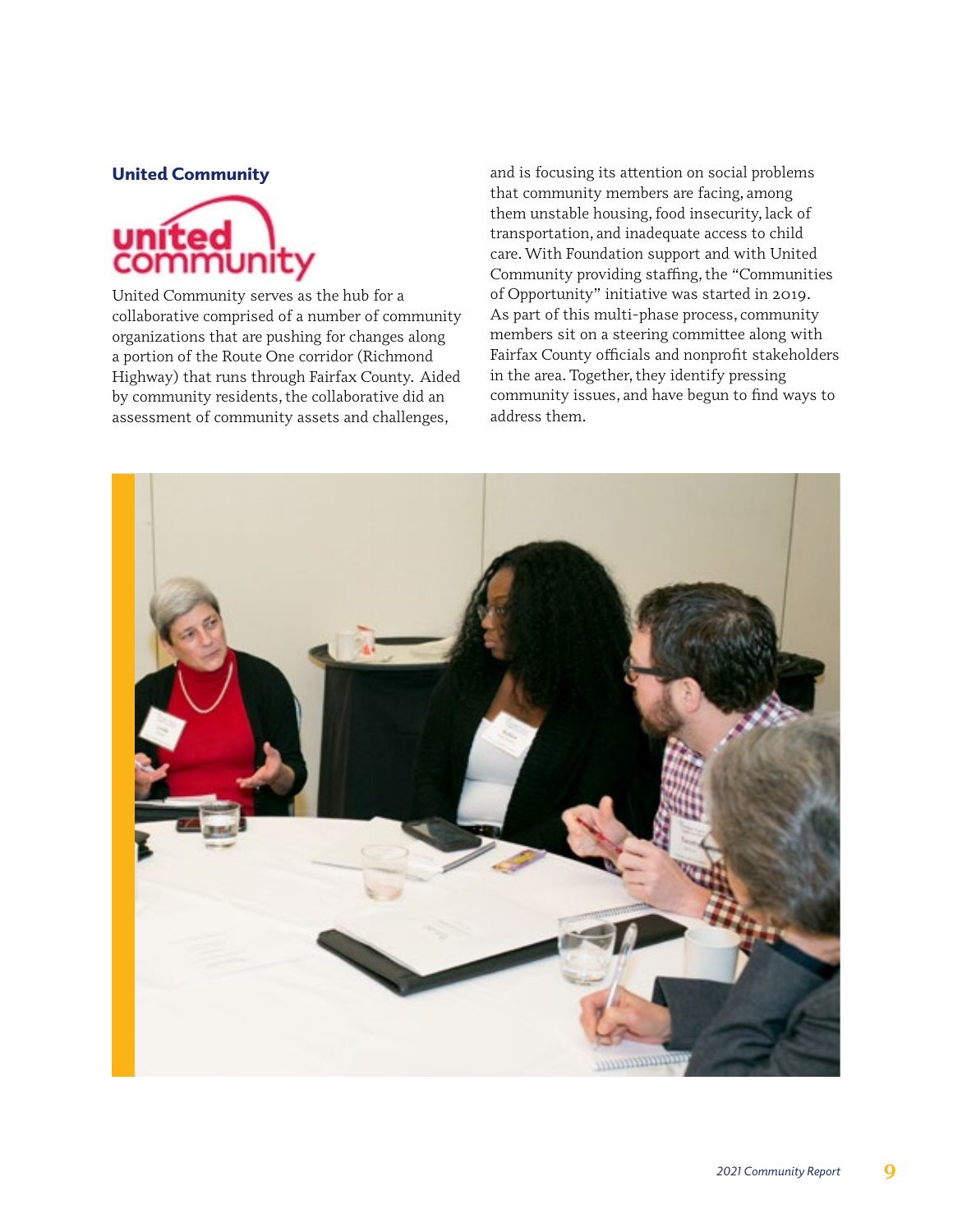### United Community

United Community serves as the hub for a collaborative comprised of a number of community organizations that are pushing for changes along a portion of the Route One corridor (Richmond Highway) that runs through Fairfax County. Aided by community residents, the collaborative did an assessment of community assets and challenges, and is focusing its attention on social problems that community members are facing, among them unstable housing, food insecurity, lack of transportation, and inadequate access to child care. With Foundation support and with United Community providing staffing, the "Communities of Opportunity" initiative was started in 2019. As part of this multi-phase process, community members sit on a steering committee along with Fairfax County officials and nonprofit stakeholders in the area. Together, they identify pressing community issues, and have begun to find ways to address them.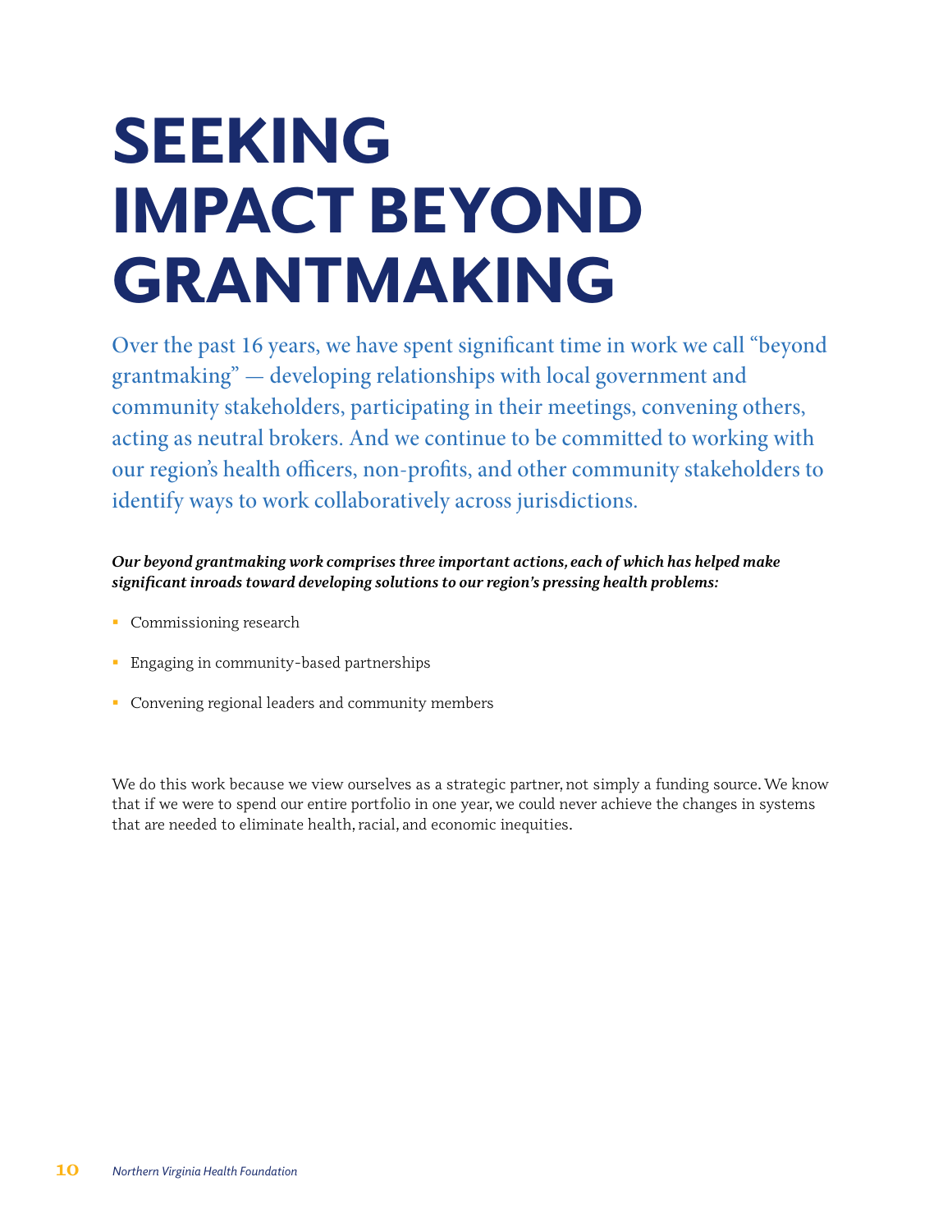# SEEKING IMPACT BEYOND GRANTMAKING

Over the past 16 years, we have spent significant time in work we call "beyond grantmaking" — developing relationships with local government and community stakeholders, participating in their meetings, convening others, acting as neutral brokers. And we continue to be committed to working with our region's health officers, non-profits, and other community stakeholders to identify ways to work collaboratively across jurisdictions.

***Our beyond grantmaking work comprises three important actions, each of which has helped make significant inroads toward developing solutions to our region's pressing health problems:***

- Commissioning research
- Engaging in community-based partnerships
- Convening regional leaders and community members

We do this work because we view ourselves as a strategic partner, not simply a funding source. We know that if we were to spend our entire portfolio in one year, we could never achieve the changes in systems that are needed to eliminate health, racial, and economic inequities.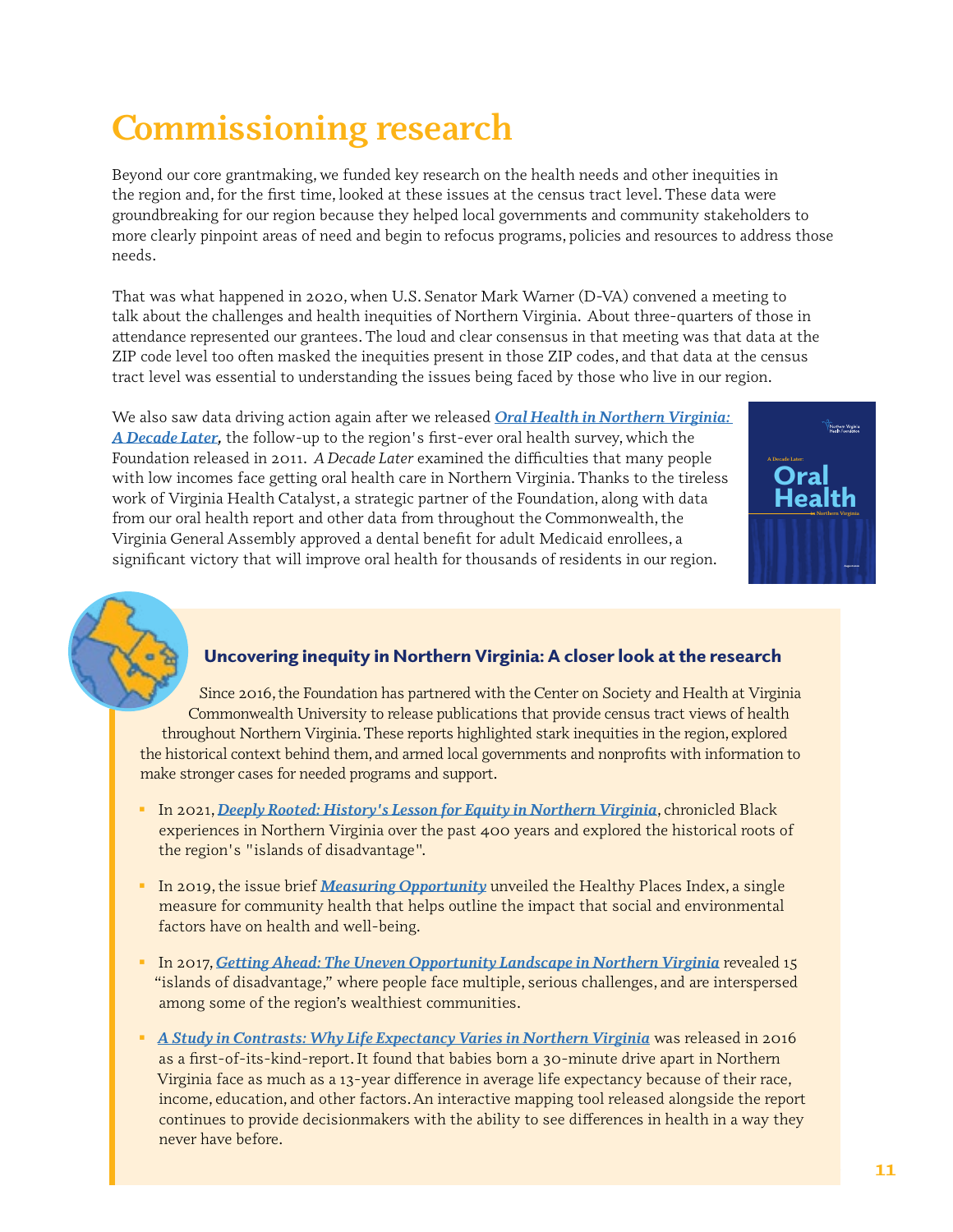# Commissioning research

Beyond our core grantmaking, we funded key research on the health needs and other inequities in the region and, for the first time, looked at these issues at the census tract level. These data were groundbreaking for our region because they helped local governments and community stakeholders to more clearly pinpoint areas of need and begin to refocus programs, policies and resources to address those needs.

That was what happened in 2020, when U.S. Senator Mark Warner (D-VA) convened a meeting to talk about the challenges and health inequities of Northern Virginia. About three-quarters of those in attendance represented our grantees. The loud and clear consensus in that meeting was that data at the ZIP code level too often masked the inequities present in those ZIP codes, and that data at the census tract level was essential to understanding the issues being faced by those who live in our region.

We also saw data driving action again after we released ***Oral Health in Northern Virginia: A Decade Later,*** the follow-up to the region's first-ever oral health survey, which the Foundation released in 2011. *A Decade Later* examined the difficulties that many people with low incomes face getting oral health care in Northern Virginia. Thanks to the tireless work of Virginia Health Catalyst, a strategic partner of the Foundation, along with data from our oral health report and other data from throughout the Commonwealth, the Virginia General Assembly approved a dental benefit for adult Medicaid enrollees, a significant victory that will improve oral health for thousands of residents in our region.

### Uncovering inequity in Northern Virginia: A closer look at the research

Since 2016, the Foundation has partnered with the Center on Society and Health at Virginia Commonwealth University to release publications that provide census tract views of health throughout Northern Virginia. These reports highlighted stark inequities in the region, explored the historical context behind them, and armed local governments and nonprofits with information to make stronger cases for needed programs and support.

- In 2021, ***Deeply Rooted: History's Lesson for Equity in Northern Virginia***, chronicled Black experiences in Northern Virginia over the past 400 years and explored the historical roots of the region's "islands of disadvantage".
- In 2019, the issue brief ***Measuring Opportunity*** unveiled the Healthy Places Index, a single measure for community health that helps outline the impact that social and environmental factors have on health and well-being.
- In 2017, ***Getting Ahead: The Uneven Opportunity Landscape in Northern Virginia*** revealed 15 "islands of disadvantage," where people face multiple, serious challenges, and are interspersed among some of the region's wealthiest communities.
- ***A Study in Contrasts: Why Life Expectancy Varies in Northern Virginia*** was released in 2016 as a first-of-its-kind-report. It found that babies born a 30-minute drive apart in Northern Virginia face as much as a 13-year difference in average life expectancy because of their race, income, education, and other factors. An interactive mapping tool released alongside the report continues to provide decisionmakers with the ability to see differences in health in a way they never have before.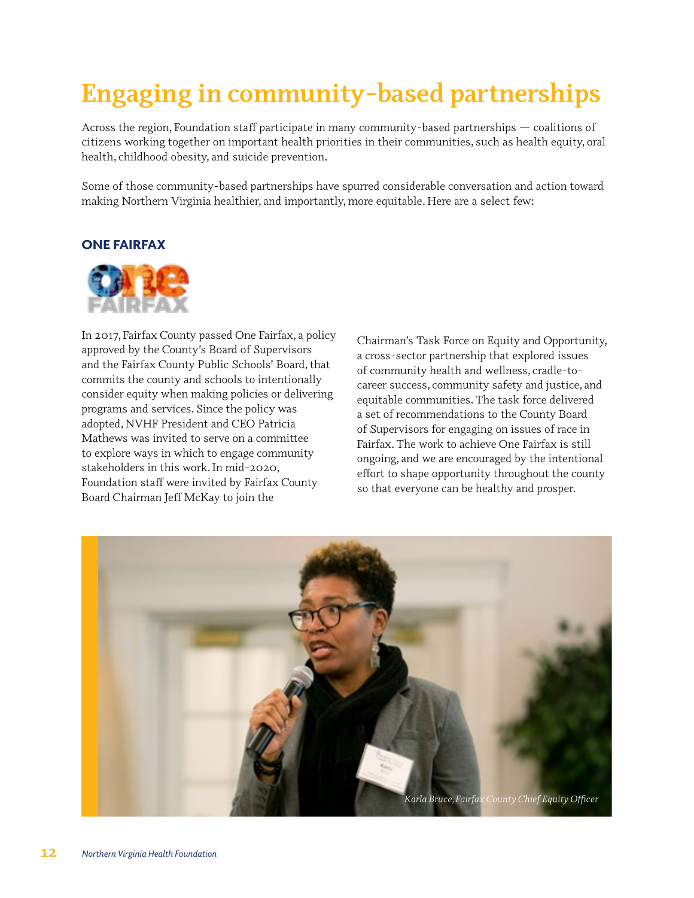# Engaging in community-based partnerships

Across the region, Foundation staff participate in many community-based partnerships — coalitions of citizens working together on important health priorities in their communities, such as health equity, oral health, childhood obesity, and suicide prevention.

Some of those community-based partnerships have spurred considerable conversation and action toward making Northern Virginia healthier, and importantly, more equitable. Here are a select few:

### ONE FAIRFAX

In 2017, Fairfax County passed One Fairfax, a policy approved by the County's Board of Supervisors and the Fairfax County Public Schools' Board, that commits the county and schools to intentionally consider equity when making policies or delivering programs and services. Since the policy was adopted, NVHF President and CEO Patricia Mathews was invited to serve on a committee to explore ways in which to engage community stakeholders in this work. In mid-2020, Foundation staff were invited by Fairfax County Board Chairman Jeff McKay to join the Chairman's Task Force on Equity and Opportunity, a cross-sector partnership that explored issues of community health and wellness, cradle-to-career success, community safety and justice, and equitable communities. The task force delivered a set of recommendations to the County Board of Supervisors for engaging on issues of race in Fairfax. The work to achieve One Fairfax is still ongoing, and we are encouraged by the intentional effort to shape opportunity throughout the county so that everyone can be healthy and prosper.

*Karla Bruce, Fairfax County Chief Equity Officer*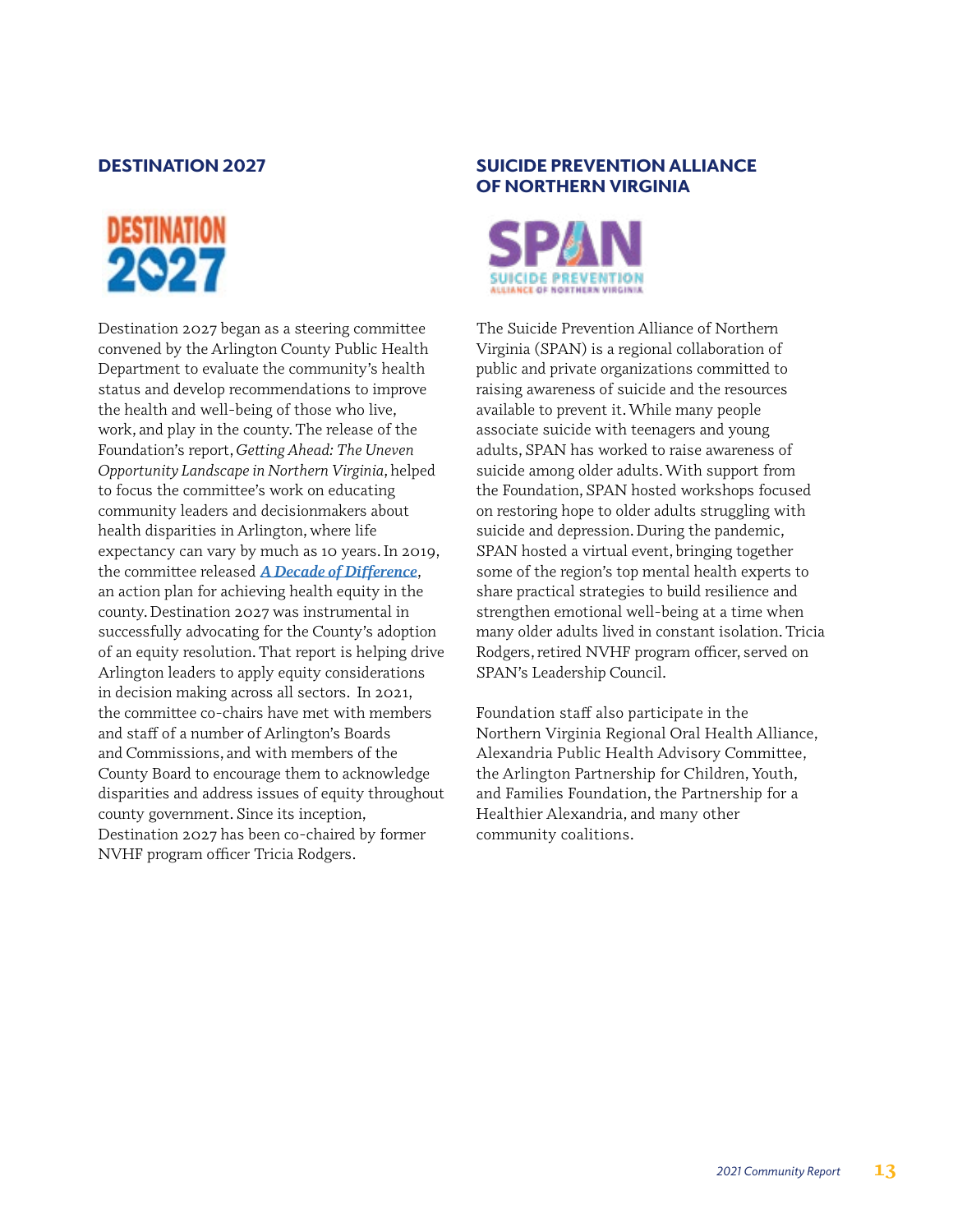## DESTINATION 2027

Destination 2027 began as a steering committee convened by the Arlington County Public Health Department to evaluate the community's health status and develop recommendations to improve the health and well-being of those who live, work, and play in the county. The release of the Foundation's report, *Getting Ahead: The Uneven Opportunity Landscape in Northern Virginia*, helped to focus the committee's work on educating community leaders and decisionmakers about health disparities in Arlington, where life expectancy can vary by much as 10 years. In 2019, the committee released ***A Decade of Difference***, an action plan for achieving health equity in the county. Destination 2027 was instrumental in successfully advocating for the County's adoption of an equity resolution. That report is helping drive Arlington leaders to apply equity considerations in decision making across all sectors. In 2021, the committee co-chairs have met with members and staff of a number of Arlington's Boards and Commissions, and with members of the County Board to encourage them to acknowledge disparities and address issues of equity throughout county government. Since its inception, Destination 2027 has been co-chaired by former NVHF program officer Tricia Rodgers.

## SUICIDE PREVENTION ALLIANCE OF NORTHERN VIRGINIA

The Suicide Prevention Alliance of Northern Virginia (SPAN) is a regional collaboration of public and private organizations committed to raising awareness of suicide and the resources available to prevent it. While many people associate suicide with teenagers and young adults, SPAN has worked to raise awareness of suicide among older adults. With support from the Foundation, SPAN hosted workshops focused on restoring hope to older adults struggling with suicide and depression. During the pandemic, SPAN hosted a virtual event, bringing together some of the region's top mental health experts to share practical strategies to build resilience and strengthen emotional well-being at a time when many older adults lived in constant isolation. Tricia Rodgers, retired NVHF program officer, served on SPAN's Leadership Council.

Foundation staff also participate in the Northern Virginia Regional Oral Health Alliance, Alexandria Public Health Advisory Committee, the Arlington Partnership for Children, Youth, and Families Foundation, the Partnership for a Healthier Alexandria, and many other community coalitions.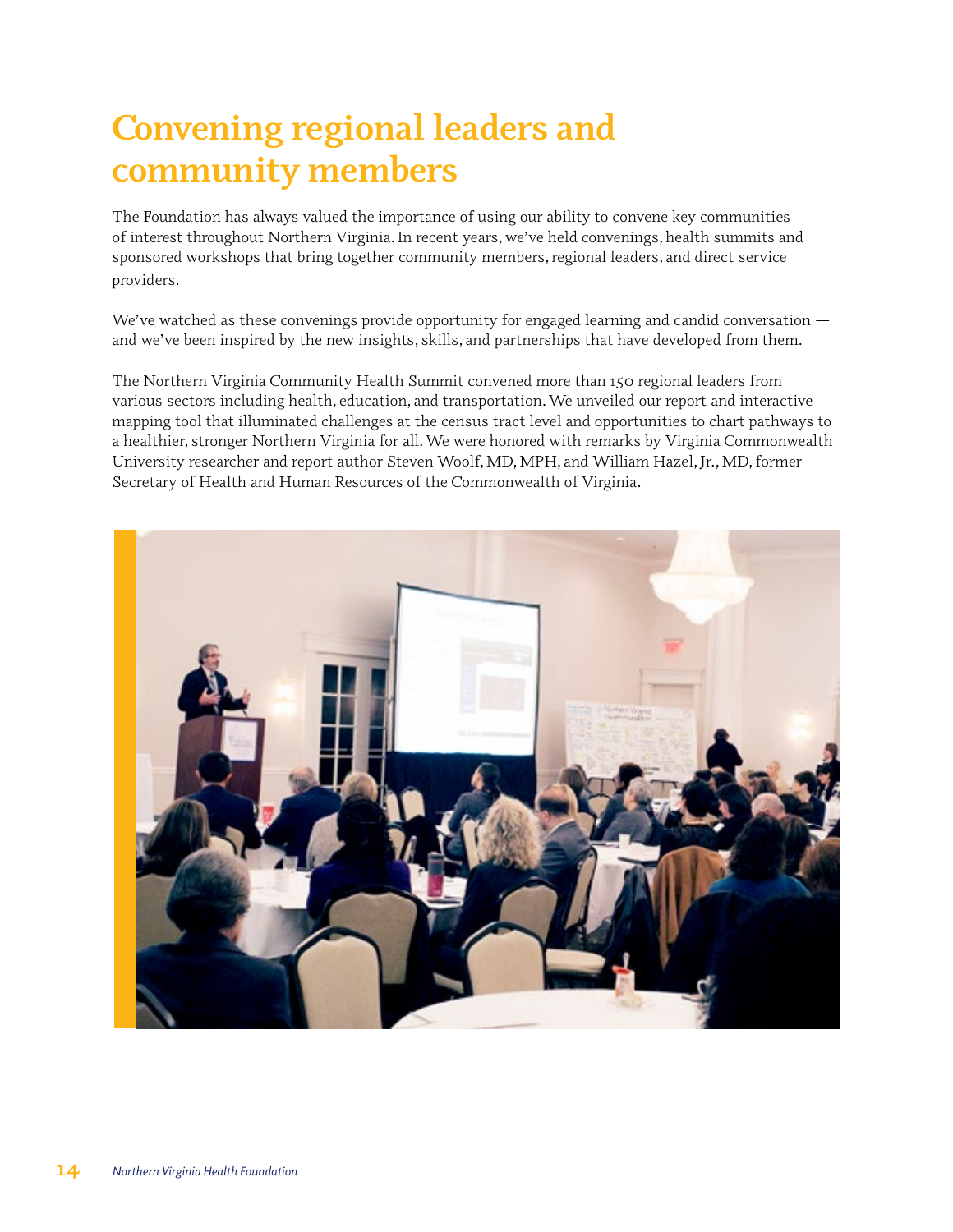# Convening regional leaders and community members

The Foundation has always valued the importance of using our ability to convene key communities of interest throughout Northern Virginia. In recent years, we've held convenings, health summits and sponsored workshops that bring together community members, regional leaders, and direct service providers.

We've watched as these convenings provide opportunity for engaged learning and candid conversation — and we've been inspired by the new insights, skills, and partnerships that have developed from them.

The Northern Virginia Community Health Summit convened more than 150 regional leaders from various sectors including health, education, and transportation. We unveiled our report and interactive mapping tool that illuminated challenges at the census tract level and opportunities to chart pathways to a healthier, stronger Northern Virginia for all. We were honored with remarks by Virginia Commonwealth University researcher and report author Steven Woolf, MD, MPH, and William Hazel, Jr., MD, former Secretary of Health and Human Resources of the Commonwealth of Virginia.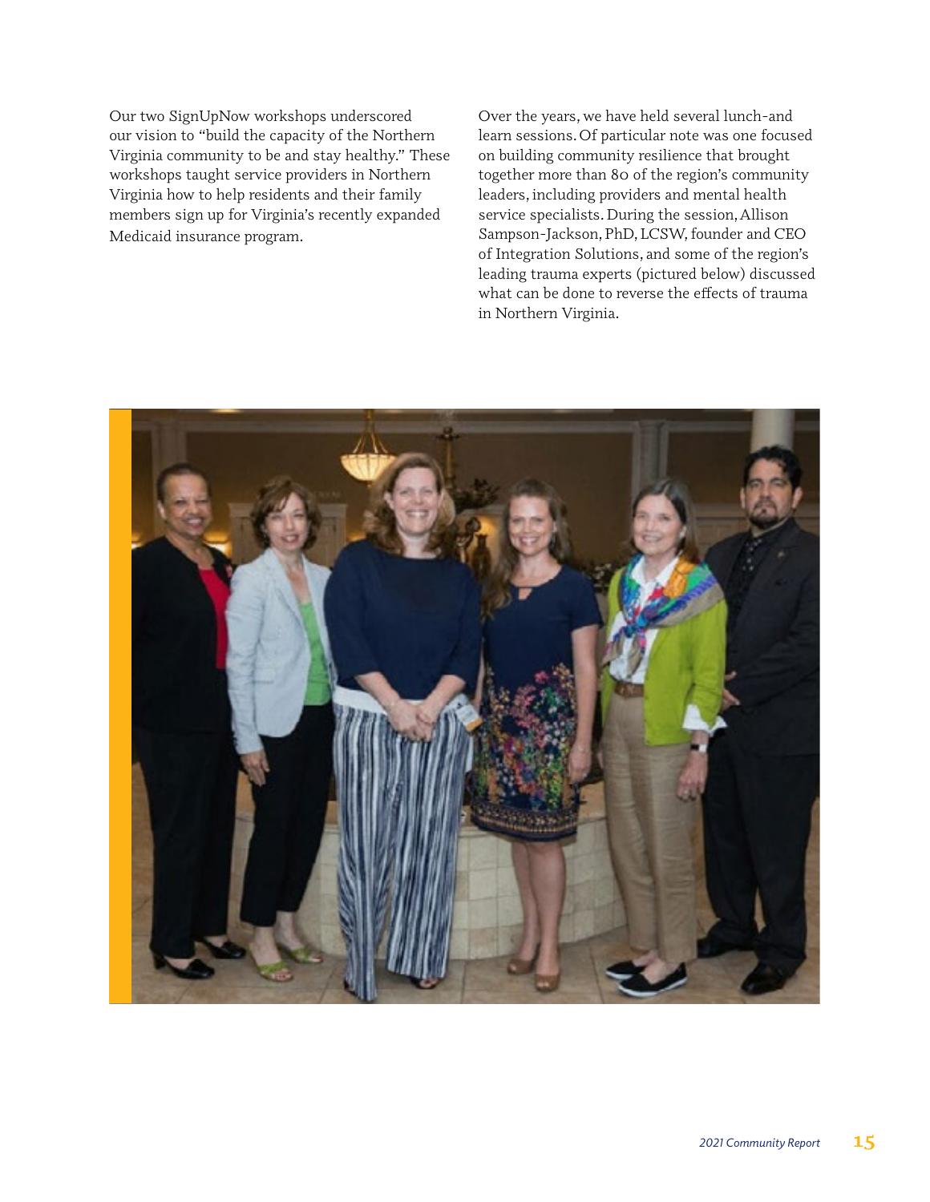Our two SignUpNow workshops underscored our vision to "build the capacity of the Northern Virginia community to be and stay healthy." These workshops taught service providers in Northern Virginia how to help residents and their family members sign up for Virginia's recently expanded Medicaid insurance program.

Over the years, we have held several lunch-and learn sessions. Of particular note was one focused on building community resilience that brought together more than 80 of the region's community leaders, including providers and mental health service specialists. During the session, Allison Sampson-Jackson, PhD, LCSW, founder and CEO of Integration Solutions, and some of the region's leading trauma experts (pictured below) discussed what can be done to reverse the effects of trauma in Northern Virginia.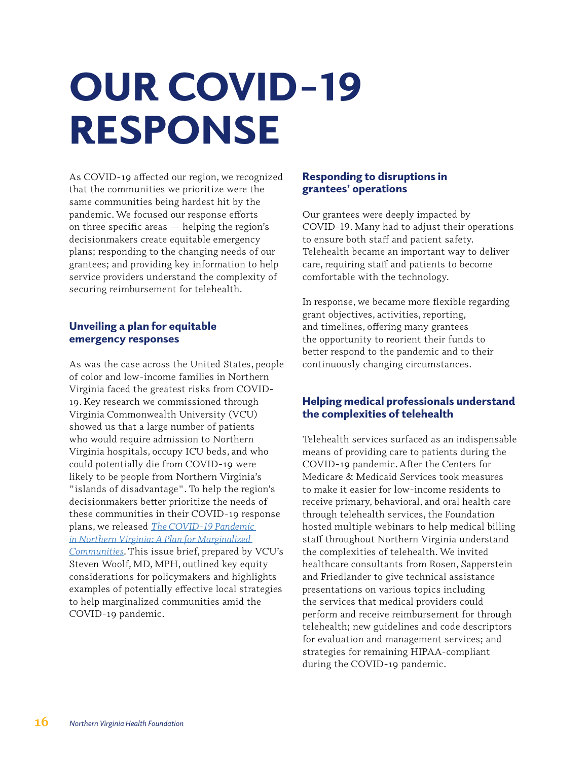# OUR COVID-19 RESPONSE

As COVID-19 affected our region, we recognized that the communities we prioritize were the same communities being hardest hit by the pandemic. We focused our response efforts on three specific areas — helping the region's decisionmakers create equitable emergency plans; responding to the changing needs of our grantees; and providing key information to help service providers understand the complexity of securing reimbursement for telehealth.

### Unveiling a plan for equitable emergency responses

As was the case across the United States, people of color and low-income families in Northern Virginia faced the greatest risks from COVID-19. Key research we commissioned through Virginia Commonwealth University (VCU) showed us that a large number of patients who would require admission to Northern Virginia hospitals, occupy ICU beds, and who could potentially die from COVID-19 were likely to be people from Northern Virginia's "islands of disadvantage". To help the region's decisionmakers better prioritize the needs of these communities in their COVID-19 response plans, we released *The COVID-19 Pandemic in Northern Virginia: A Plan for Marginalized Communities*. This issue brief, prepared by VCU's Steven Woolf, MD, MPH, outlined key equity considerations for policymakers and highlights examples of potentially effective local strategies to help marginalized communities amid the COVID-19 pandemic.

### Responding to disruptions in grantees' operations

Our grantees were deeply impacted by COVID-19. Many had to adjust their operations to ensure both staff and patient safety. Telehealth became an important way to deliver care, requiring staff and patients to become comfortable with the technology.

In response, we became more flexible regarding grant objectives, activities, reporting, and timelines, offering many grantees the opportunity to reorient their funds to better respond to the pandemic and to their continuously changing circumstances.

### Helping medical professionals understand the complexities of telehealth

Telehealth services surfaced as an indispensable means of providing care to patients during the COVID-19 pandemic. After the Centers for Medicare & Medicaid Services took measures to make it easier for low-income residents to receive primary, behavioral, and oral health care through telehealth services, the Foundation hosted multiple webinars to help medical billing staff throughout Northern Virginia understand the complexities of telehealth. We invited healthcare consultants from Rosen, Sapperstein and Friedlander to give technical assistance presentations on various topics including the services that medical providers could perform and receive reimbursement for through telehealth; new guidelines and code descriptors for evaluation and management services; and strategies for remaining HIPAA-compliant during the COVID-19 pandemic.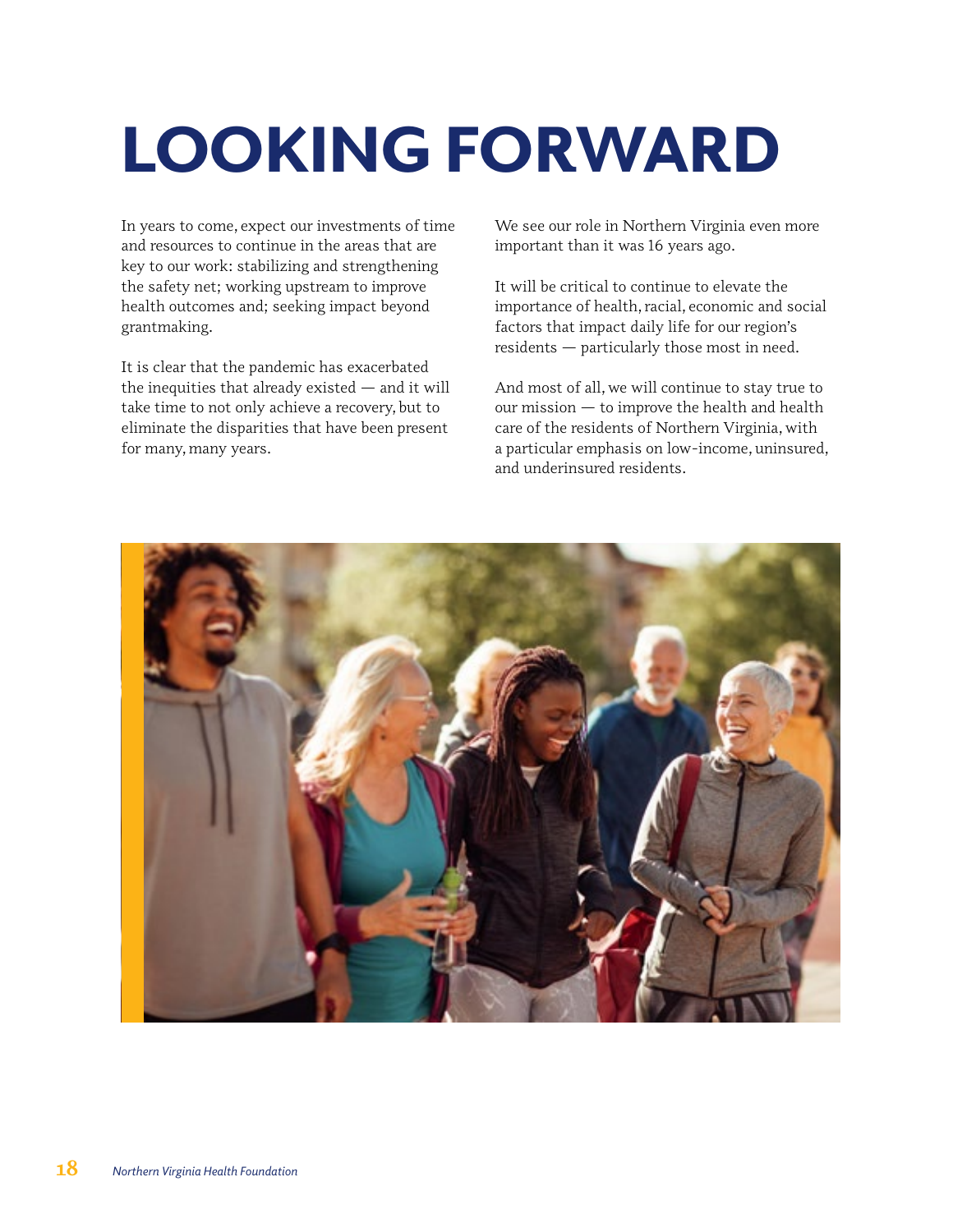# LOOKING FORWARD

In years to come, expect our investments of time and resources to continue in the areas that are key to our work: stabilizing and strengthening the safety net; working upstream to improve health outcomes and; seeking impact beyond grantmaking.

It is clear that the pandemic has exacerbated the inequities that already existed — and it will take time to not only achieve a recovery, but to eliminate the disparities that have been present for many, many years.

We see our role in Northern Virginia even more important than it was 16 years ago.

It will be critical to continue to elevate the importance of health, racial, economic and social factors that impact daily life for our region's residents — particularly those most in need.

And most of all, we will continue to stay true to our mission — to improve the health and health care of the residents of Northern Virginia, with a particular emphasis on low-income, uninsured, and underinsured residents.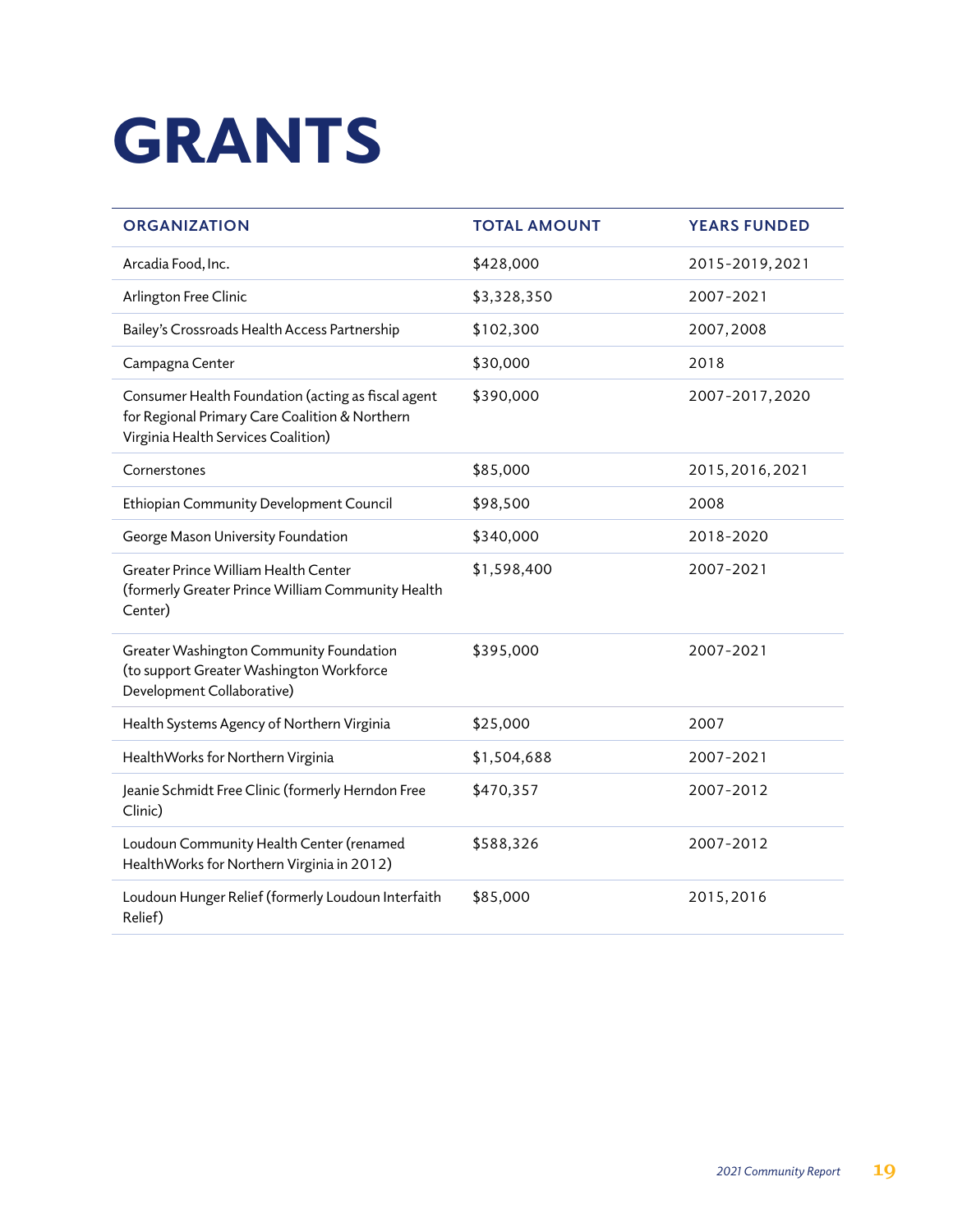# GRANTS

| ORGANIZATION | TOTAL AMOUNT | YEARS FUNDED |
| --- | --- | --- |
| Arcadia Food, Inc. | $428,000 | 2015-2019, 2021 |
| Arlington Free Clinic | $3,328,350 | 2007-2021 |
| Bailey's Crossroads Health Access Partnership | $102,300 | 2007, 2008 |
| Campagna Center | $30,000 | 2018 |
| Consumer Health Foundation (acting as fiscal agent for Regional Primary Care Coalition & Northern Virginia Health Services Coalition) | $390,000 | 2007-2017, 2020 |
| Cornerstones | $85,000 | 2015, 2016, 2021 |
| Ethiopian Community Development Council | $98,500 | 2008 |
| George Mason University Foundation | $340,000 | 2018-2020 |
| Greater Prince William Health Center (formerly Greater Prince William Community Health Center) | $1,598,400 | 2007-2021 |
| Greater Washington Community Foundation (to support Greater Washington Workforce Development Collaborative) | $395,000 | 2007-2021 |
| Health Systems Agency of Northern Virginia | $25,000 | 2007 |
| HealthWorks for Northern Virginia | $1,504,688 | 2007-2021 |
| Jeanie Schmidt Free Clinic (formerly Herndon Free Clinic) | $470,357 | 2007-2012 |
| Loudoun Community Health Center (renamed HealthWorks for Northern Virginia in 2012) | $588,326 | 2007-2012 |
| Loudoun Hunger Relief (formerly Loudoun Interfaith Relief) | $85,000 | 2015, 2016 |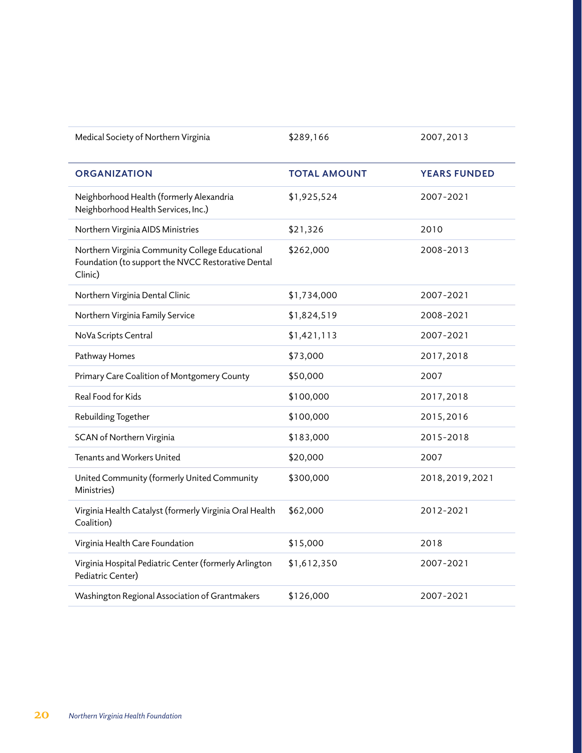| Medical Society of Northern Virginia | $289,166 | 2007, 2013 |
|---|---|---|

| ORGANIZATION | TOTAL AMOUNT | YEARS FUNDED |
|---|---|---|
| Neighborhood Health (formerly Alexandria Neighborhood Health Services, Inc.) | $1,925,524 | 2007-2021 |
| Northern Virginia AIDS Ministries | $21,326 | 2010 |
| Northern Virginia Community College Educational Foundation (to support the NVCC Restorative Dental Clinic) | $262,000 | 2008-2013 |
| Northern Virginia Dental Clinic | $1,734,000 | 2007-2021 |
| Northern Virginia Family Service | $1,824,519 | 2008-2021 |
| NoVa Scripts Central | $1,421,113 | 2007-2021 |
| Pathway Homes | $73,000 | 2017, 2018 |
| Primary Care Coalition of Montgomery County | $50,000 | 2007 |
| Real Food for Kids | $100,000 | 2017, 2018 |
| Rebuilding Together | $100,000 | 2015, 2016 |
| SCAN of Northern Virginia | $183,000 | 2015-2018 |
| Tenants and Workers United | $20,000 | 2007 |
| United Community (formerly United Community Ministries) | $300,000 | 2018, 2019, 2021 |
| Virginia Health Catalyst (formerly Virginia Oral Health Coalition) | $62,000 | 2012-2021 |
| Virginia Health Care Foundation | $15,000 | 2018 |
| Virginia Hospital Pediatric Center (formerly Arlington Pediatric Center) | $1,612,350 | 2007-2021 |
| Washington Regional Association of Grantmakers | $126,000 | 2007-2021 |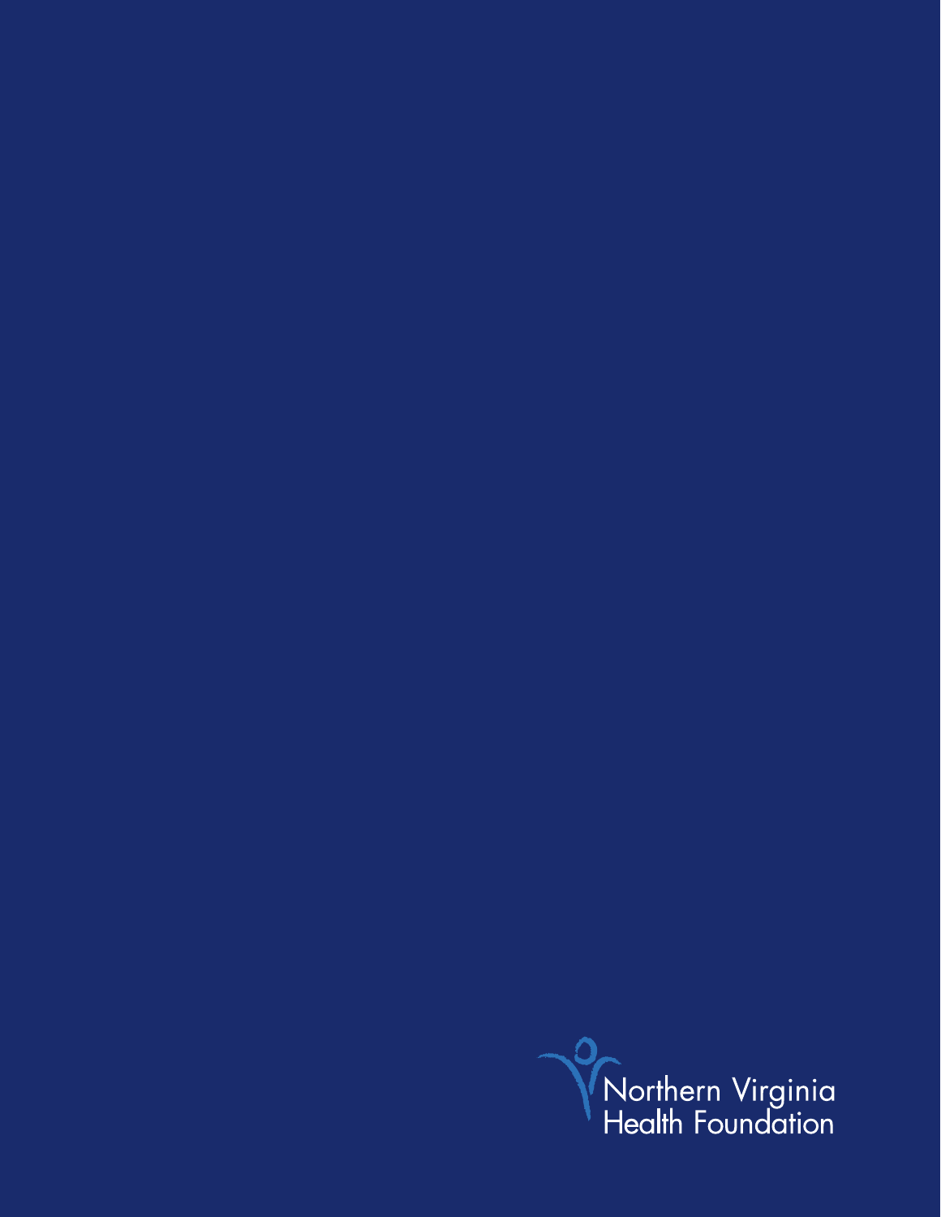Northern Virginia
Health Foundation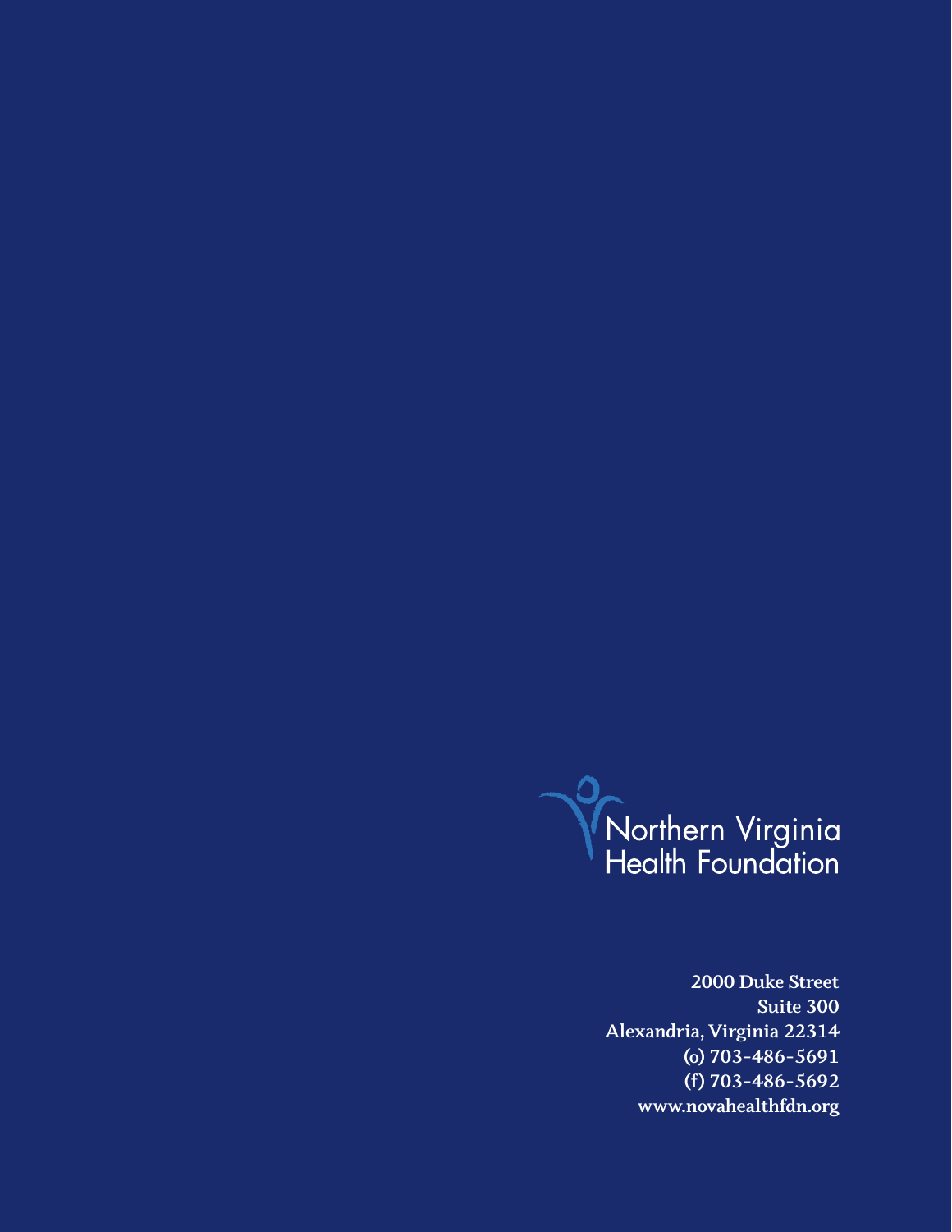Northern Virginia
Health Foundation

2000 Duke Street
Suite 300
Alexandria, Virginia 22314
(o) 703-486-5691
(f) 703-486-5692
www.novahealthfdn.org